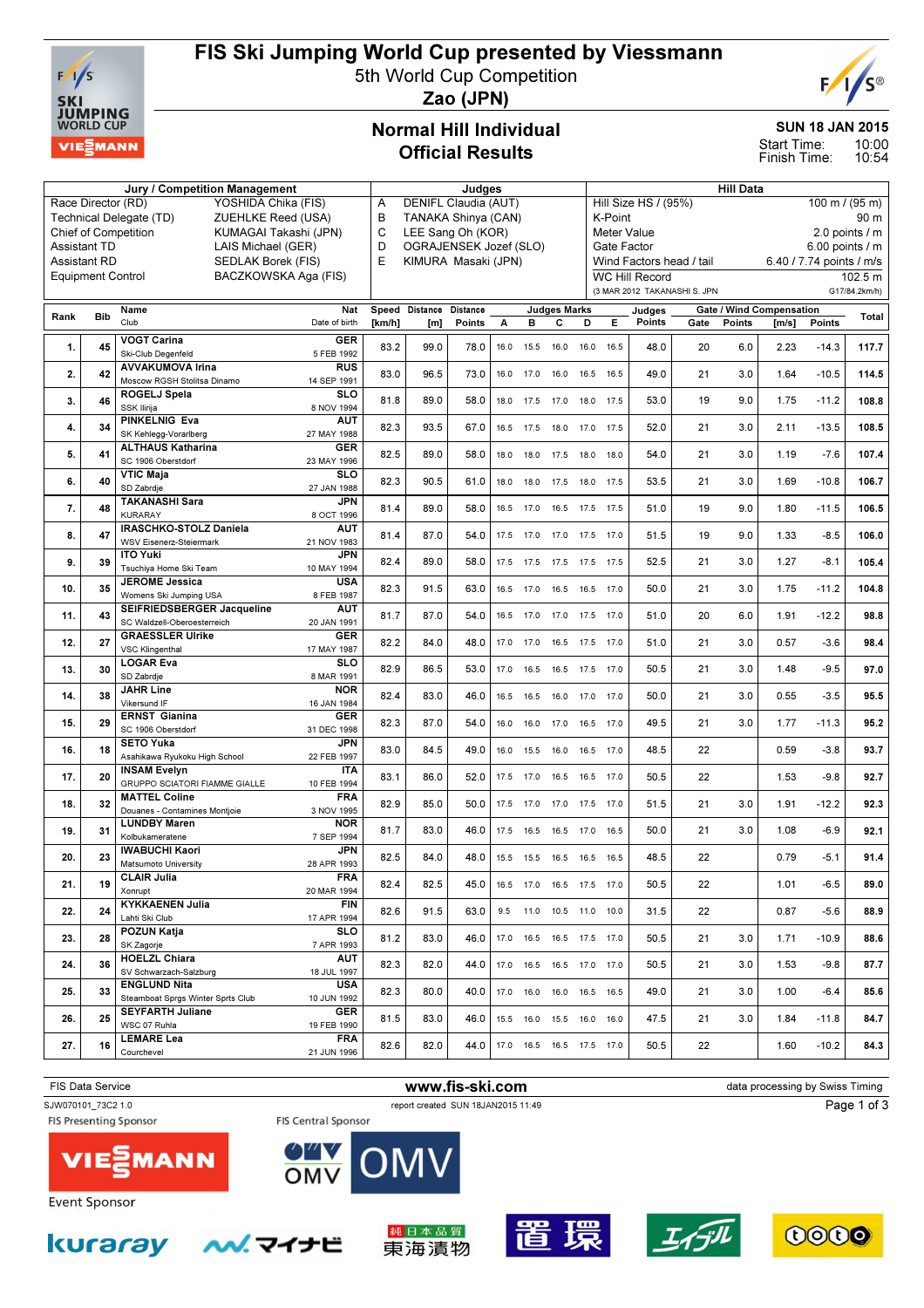# FIS Ski Jumping World Cup presented by Viessmann

5th World Cup Competition

**Zao (JPN)**

## Normal Hill Individual
## Official Results

**SUN 18 JAN 2015**

Start Time: 10:00
Finish Time: 10:54

| Jury / Competition Management | | Judges | | Hill Data | |
|---|---|---|---|---|---|
| Race Director (RD) | YOSHIDA Chika (FIS) | A | DENIFL Claudia (AUT) | Hill Size HS / (95%) | 100 m / (95 m) |
| Technical Delegate (TD) | ZUEHLKE Reed (USA) | B | TANAKA Shinya (CAN) | K-Point | 90 m |
| Chief of Competition | KUMAGAI Takashi (JPN) | C | LEE Sang Oh (KOR) | Meter Value | 2.0 points / m |
| Assistant TD | LAIS Michael (GER) | D | OGRAJENSEK Jozef (SLO) | Gate Factor | 6.00 points / m |
| Assistant RD | SEDLAK Borek (FIS) | E | KIMURA Masaki (JPN) | Wind Factors head / tail | 6.40 / 7.74 points / m/s |
| Equipment Control | BACZKOWSKA Aga (FIS) | | | WC Hill Record | 102.5 m |
| | | | | (3 MAR 2012 TAKANASHI S. JPN | G17/84.2km/h) |

| Rank | Bib | Name / Club | Nat / Date of birth | Speed [km/h] | Distance [m] | Distance Points | A | B | C | D | E | Judges Points | Gate | Gate Points | Wind [m/s] | Wind Points | Total |
|---|---|---|---|---|---|---|---|---|---|---|---|---|---|---|---|---|---|
| 1. | 45 | VOGT Carina / Ski-Club Degenfeld | GER / 5 FEB 1992 | 83.2 | 99.0 | 78.0 | 16.0 | 15.5 | 16.0 | 16.0 | 16.5 | 48.0 | 20 | 6.0 | 2.23 | -14.3 | 117.7 |
| 2. | 42 | AVVAKUMOVA Irina / Moscow RGSH Stolitsa Dinamo | RUS / 14 SEP 1991 | 83.0 | 96.5 | 73.0 | 16.0 | 17.0 | 16.0 | 16.5 | 16.5 | 49.0 | 21 | 3.0 | 1.64 | -10.5 | 114.5 |
| 3. | 46 | ROGELJ Spela / SSK Ilirija | SLO / 8 NOV 1994 | 81.8 | 89.0 | 58.0 | 18.0 | 17.5 | 17.0 | 18.0 | 17.5 | 53.0 | 19 | 9.0 | 1.75 | -11.2 | 108.8 |
| 4. | 34 | PINKELNIG Eva / SK Kehlegg-Vorarlberg | AUT / 27 MAY 1988 | 82.3 | 93.5 | 67.0 | 16.5 | 17.5 | 18.0 | 17.0 | 17.5 | 52.0 | 21 | 3.0 | 2.11 | -13.5 | 108.5 |
| 5. | 41 | ALTHAUS Katharina / SC 1906 Oberstdorf | GER / 23 MAY 1996 | 82.5 | 89.0 | 58.0 | 18.0 | 18.0 | 17.5 | 18.0 | 18.0 | 54.0 | 21 | 3.0 | 1.19 | -7.6 | 107.4 |
| 6. | 40 | VTIC Maja / SD Zabrdje | SLO / 27 JAN 1988 | 82.3 | 90.5 | 61.0 | 18.0 | 18.0 | 17.5 | 18.0 | 17.5 | 53.5 | 21 | 3.0 | 1.69 | -10.8 | 106.7 |
| 7. | 48 | TAKANASHI Sara / KURARAY | JPN / 8 OCT 1996 | 81.4 | 89.0 | 58.0 | 16.5 | 17.0 | 16.5 | 17.5 | 17.5 | 51.0 | 19 | 9.0 | 1.80 | -11.5 | 106.5 |
| 8. | 47 | IRASCHKO-STOLZ Daniela / WSV Eisenerz-Steiermark | AUT / 21 NOV 1983 | 81.4 | 87.0 | 54.0 | 17.5 | 17.0 | 17.0 | 17.5 | 17.0 | 51.5 | 19 | 9.0 | 1.33 | -8.5 | 106.0 |
| 9. | 39 | ITO Yuki / Tsuchiya Home Ski Team | JPN / 10 MAY 1994 | 82.4 | 89.0 | 58.0 | 17.5 | 17.5 | 17.5 | 17.5 | 17.5 | 52.5 | 21 | 3.0 | 1.27 | -8.1 | 105.4 |
| 10. | 35 | JEROME Jessica / Womens Ski Jumping USA | USA / 8 FEB 1987 | 82.3 | 91.5 | 63.0 | 16.5 | 17.0 | 16.5 | 16.5 | 17.0 | 50.0 | 21 | 3.0 | 1.75 | -11.2 | 104.8 |
| 11. | 43 | SEIFRIEDSBERGER Jacqueline / SC Waldzell-Oberoesterreich | AUT / 20 JAN 1991 | 81.7 | 87.0 | 54.0 | 16.5 | 17.0 | 17.0 | 17.5 | 17.0 | 51.0 | 20 | 6.0 | 1.91 | -12.2 | 98.8 |
| 12. | 27 | GRAESSLER Ulrike / VSC Klingenthal | GER / 17 MAY 1987 | 82.2 | 84.0 | 48.0 | 17.0 | 17.0 | 16.5 | 17.5 | 17.0 | 51.0 | 21 | 3.0 | 0.57 | -3.6 | 98.4 |
| 13. | 30 | LOGAR Eva / SD Zabrdje | SLO / 8 MAR 1991 | 82.9 | 86.5 | 53.0 | 17.0 | 16.5 | 16.5 | 17.5 | 17.0 | 50.5 | 21 | 3.0 | 1.48 | -9.5 | 97.0 |
| 14. | 38 | JAHR Line / Vikersund IF | NOR / 16 JAN 1984 | 82.4 | 83.0 | 46.0 | 16.5 | 16.5 | 16.0 | 17.0 | 17.0 | 50.0 | 21 | 3.0 | 0.55 | -3.5 | 95.5 |
| 15. | 29 | ERNST Gianina / SC 1906 Oberstdorf | GER / 31 DEC 1998 | 82.3 | 87.0 | 54.0 | 16.0 | 16.0 | 17.0 | 16.5 | 17.0 | 49.5 | 21 | 3.0 | 1.77 | -11.3 | 95.2 |
| 16. | 18 | SETO Yuka / Asahikawa Ryukoku High School | JPN / 22 FEB 1997 | 83.0 | 84.5 | 49.0 | 16.0 | 15.5 | 16.0 | 16.5 | 17.0 | 48.5 | 22 | | 0.59 | -3.8 | 93.7 |
| 17. | 20 | INSAM Evelyn / GRUPPO SCIATORI FIAMME GIALLE | ITA / 10 FEB 1994 | 83.1 | 86.0 | 52.0 | 17.5 | 17.0 | 16.5 | 16.5 | 17.0 | 50.5 | 22 | | 1.53 | -9.8 | 92.7 |
| 18. | 32 | MATTEL Coline / Douanes - Contamines Montjoie | FRA / 3 NOV 1995 | 82.9 | 85.0 | 50.0 | 17.5 | 17.0 | 17.0 | 17.5 | 17.0 | 51.5 | 21 | 3.0 | 1.91 | -12.2 | 92.3 |
| 19. | 31 | LUNDBY Maren / Kolbukameratene | NOR / 7 SEP 1994 | 81.7 | 83.0 | 46.0 | 17.5 | 16.5 | 16.5 | 17.0 | 16.5 | 50.0 | 21 | 3.0 | 1.08 | -6.9 | 92.1 |
| 20. | 23 | IWABUCHI Kaori / Matsumoto University | JPN / 28 APR 1993 | 82.5 | 84.0 | 48.0 | 15.5 | 15.5 | 16.5 | 16.5 | 16.5 | 48.5 | 22 | | 0.79 | -5.1 | 91.4 |
| 21. | 19 | CLAIR Julia / Xonrupt | FRA / 20 MAR 1994 | 82.4 | 82.5 | 45.0 | 16.5 | 17.0 | 16.5 | 17.5 | 17.0 | 50.5 | 22 | | 1.01 | -6.5 | 89.0 |
| 22. | 24 | KYKKAENEN Julia / Lahti Ski Club | FIN / 17 APR 1994 | 82.6 | 91.5 | 63.0 | 9.5 | 11.0 | 10.5 | 11.0 | 10.0 | 31.5 | 22 | | 0.87 | -5.6 | 88.9 |
| 23. | 28 | POZUN Katja / SK Zagorje | SLO / 7 APR 1993 | 81.2 | 83.0 | 46.0 | 17.0 | 16.5 | 16.5 | 17.5 | 17.0 | 50.5 | 21 | 3.0 | 1.71 | -10.9 | 88.6 |
| 24. | 36 | HOELZL Chiara / SV Schwarzach-Salzburg | AUT / 18 JUL 1997 | 82.3 | 82.0 | 44.0 | 17.0 | 16.5 | 16.5 | 17.0 | 17.0 | 50.5 | 21 | 3.0 | 1.53 | -9.8 | 87.7 |
| 25. | 33 | ENGLUND Nita / Steamboat Sprgs Winter Sprts Club | USA / 10 JUN 1992 | 82.3 | 80.0 | 40.0 | 17.0 | 16.0 | 16.0 | 16.5 | 16.5 | 49.0 | 21 | 3.0 | 1.00 | -6.4 | 85.6 |
| 26. | 25 | SEYFARTH Juliane / WSC 07 Ruhla | GER / 19 FEB 1990 | 81.5 | 83.0 | 46.0 | 15.5 | 16.0 | 15.5 | 16.0 | 16.0 | 47.5 | 21 | 3.0 | 1.84 | -11.8 | 84.7 |
| 27. | 16 | LEMARE Lea / Courchevel | FRA / 21 JUN 1996 | 82.6 | 82.0 | 44.0 | 17.0 | 16.5 | 16.5 | 17.5 | 17.0 | 50.5 | 22 | | 1.60 | -10.2 | 84.3 |

FIS Data Service www.fis-ski.com data processing by Swiss Timing

SJW070101_73C2 1.0 report created SUN 18JAN2015 11:49

FIS Presenting Sponsor — FIS Central Sponsor — Event Sponsor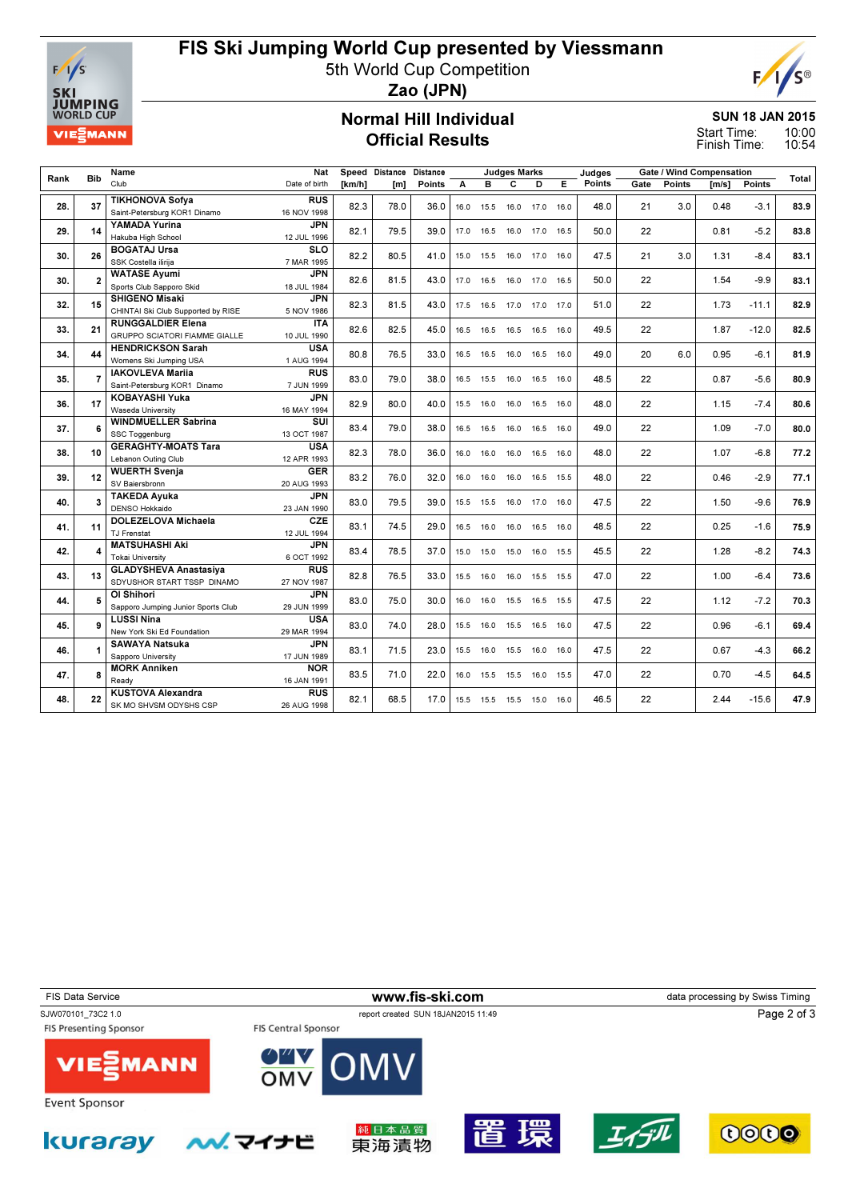# FIS Ski Jumping World Cup presented by Viessmann

5th World Cup Competition

**Zao (JPN)**

## Normal Hill Individual
## Official Results

**SUN 18 JAN 2015**

Start Time: 10:00
Finish Time: 10:54

| Rank | Bib | Name / Club | Nat / Date of birth | Speed [km/h] | Distance [m] | Distance Points | A | B | C | D | E | Judges Points | Gate | Gate Points | Wind [m/s] | Wind Points | Total |
|---|---|---|---|---|---|---|---|---|---|---|---|---|---|---|---|---|---|
| 28. | 37 | TIKHONOVA Sofya / Saint-Petersburg KOR1 Dinamo | RUS / 16 NOV 1998 | 82.3 | 78.0 | 36.0 | 16.0 | 15.5 | 16.0 | 17.0 | 16.0 | 48.0 | 21 | 3.0 | 0.48 | -3.1 | 83.9 |
| 29. | 14 | YAMADA Yurina / Hakuba High School | JPN / 12 JUL 1996 | 82.1 | 79.5 | 39.0 | 17.0 | 16.5 | 16.0 | 17.0 | 16.5 | 50.0 | 22 | | 0.81 | -5.2 | 83.8 |
| 30. | 26 | BOGATAJ Ursa / SSK Costella ilirija | SLO / 7 MAR 1995 | 82.2 | 80.5 | 41.0 | 15.0 | 15.5 | 16.0 | 17.0 | 16.0 | 47.5 | 21 | 3.0 | 1.31 | -8.4 | 83.1 |
| 30. | 2 | WATASE Ayumi / Sports Club Sapporo Skid | JPN / 18 JUL 1984 | 82.6 | 81.5 | 43.0 | 17.0 | 16.5 | 16.0 | 17.0 | 16.5 | 50.0 | 22 | | 1.54 | -9.9 | 83.1 |
| 32. | 15 | SHIGENO Misaki / CHINTAI Ski Club Supported by RISE | JPN / 5 NOV 1986 | 82.3 | 81.5 | 43.0 | 17.5 | 16.5 | 17.0 | 17.0 | 17.0 | 51.0 | 22 | | 1.73 | -11.1 | 82.9 |
| 33. | 21 | RUNGGALDIER Elena / GRUPPO SCIATORI FIAMME GIALLE | ITA / 10 JUL 1990 | 82.6 | 82.5 | 45.0 | 16.5 | 16.5 | 16.5 | 16.5 | 16.0 | 49.5 | 22 | | 1.87 | -12.0 | 82.5 |
| 34. | 44 | HENDRICKSON Sarah / Womens Ski Jumping USA | USA / 1 AUG 1994 | 80.8 | 76.5 | 33.0 | 16.5 | 16.5 | 16.0 | 16.5 | 16.0 | 49.0 | 20 | 6.0 | 0.95 | -6.1 | 81.9 |
| 35. | 7 | IAKOVLEVA Mariia / Saint-Petersburg KOR1 Dinamo | RUS / 7 JUN 1999 | 83.0 | 79.0 | 38.0 | 16.5 | 15.5 | 16.0 | 16.5 | 16.0 | 48.5 | 22 | | 0.87 | -5.6 | 80.9 |
| 36. | 17 | KOBAYASHI Yuka / Waseda University | JPN / 16 MAY 1994 | 82.9 | 80.0 | 40.0 | 15.5 | 16.0 | 16.0 | 16.5 | 16.0 | 48.0 | 22 | | 1.15 | -7.4 | 80.6 |
| 37. | 6 | WINDMUELLER Sabrina / SSC Toggenburg | SUI / 13 OCT 1987 | 83.4 | 79.0 | 38.0 | 16.5 | 16.5 | 16.0 | 16.5 | 16.0 | 49.0 | 22 | | 1.09 | -7.0 | 80.0 |
| 38. | 10 | GERAGHTY-MOATS Tara / Lebanon Outing Club | USA / 12 APR 1993 | 82.3 | 78.0 | 36.0 | 16.0 | 16.0 | 16.0 | 16.5 | 16.0 | 48.0 | 22 | | 1.07 | -6.8 | 77.2 |
| 39. | 12 | WUERTH Svenja / SV Baiersbronn | GER / 20 AUG 1993 | 83.2 | 76.0 | 32.0 | 16.0 | 16.0 | 16.0 | 16.5 | 15.5 | 48.0 | 22 | | 0.46 | -2.9 | 77.1 |
| 40. | 3 | TAKEDA Ayuka / DENSO Hokkaido | JPN / 23 JAN 1990 | 83.0 | 79.5 | 39.0 | 15.5 | 15.5 | 16.0 | 17.0 | 16.0 | 47.5 | 22 | | 1.50 | -9.6 | 76.9 |
| 41. | 11 | DOLEZELOVA Michaela / TJ Frenstat | CZE / 12 JUL 1994 | 83.1 | 74.5 | 29.0 | 16.5 | 16.0 | 16.0 | 16.5 | 16.0 | 48.5 | 22 | | 0.25 | -1.6 | 75.9 |
| 42. | 4 | MATSUHASHI Aki / Tokai University | JPN / 6 OCT 1992 | 83.4 | 78.5 | 37.0 | 15.0 | 15.0 | 15.0 | 16.0 | 15.5 | 45.5 | 22 | | 1.28 | -8.2 | 74.3 |
| 43. | 13 | GLADYSHEVA Anastasiya / SDYUSHOR START TSSP DINAMO | RUS / 27 NOV 1987 | 82.8 | 76.5 | 33.0 | 15.5 | 16.0 | 16.0 | 15.5 | 15.5 | 47.0 | 22 | | 1.00 | -6.4 | 73.6 |
| 44. | 5 | OI Shihori / Sapporo Jumping Junior Sports Club | JPN / 29 JUN 1999 | 83.0 | 75.0 | 30.0 | 16.0 | 16.0 | 15.5 | 16.5 | 15.5 | 47.5 | 22 | | 1.12 | -7.2 | 70.3 |
| 45. | 9 | LUSSI Nina / New York Ski Ed Foundation | USA / 29 MAR 1994 | 83.0 | 74.0 | 28.0 | 15.5 | 16.0 | 15.5 | 16.5 | 16.0 | 47.5 | 22 | | 0.96 | -6.1 | 69.4 |
| 46. | 1 | SAWAYA Natsuka / Sapporo University | JPN / 17 JUN 1989 | 83.1 | 71.5 | 23.0 | 15.5 | 16.0 | 15.5 | 16.0 | 16.0 | 47.5 | 22 | | 0.67 | -4.3 | 66.2 |
| 47. | 8 | MORK Anniken / Ready | NOR / 16 JAN 1991 | 83.5 | 71.0 | 22.0 | 16.0 | 15.5 | 15.5 | 16.0 | 15.5 | 47.0 | 22 | | 0.70 | -4.5 | 64.5 |
| 48. | 22 | KUSTOVA Alexandra / SK MO SHVSM ODYSHS CSP | RUS / 26 AUG 1998 | 82.1 | 68.5 | 17.0 | 15.5 | 15.5 | 15.5 | 15.0 | 16.0 | 46.5 | 22 | | 2.44 | -15.6 | 47.9 |

FIS Data Service www.fis-ski.com data processing by Swiss Timing

SJW070101_73C2 1.0 report created SUN 18JAN2015 11:49

FIS Presenting Sponsor FIS Central Sponsor

Event Sponsor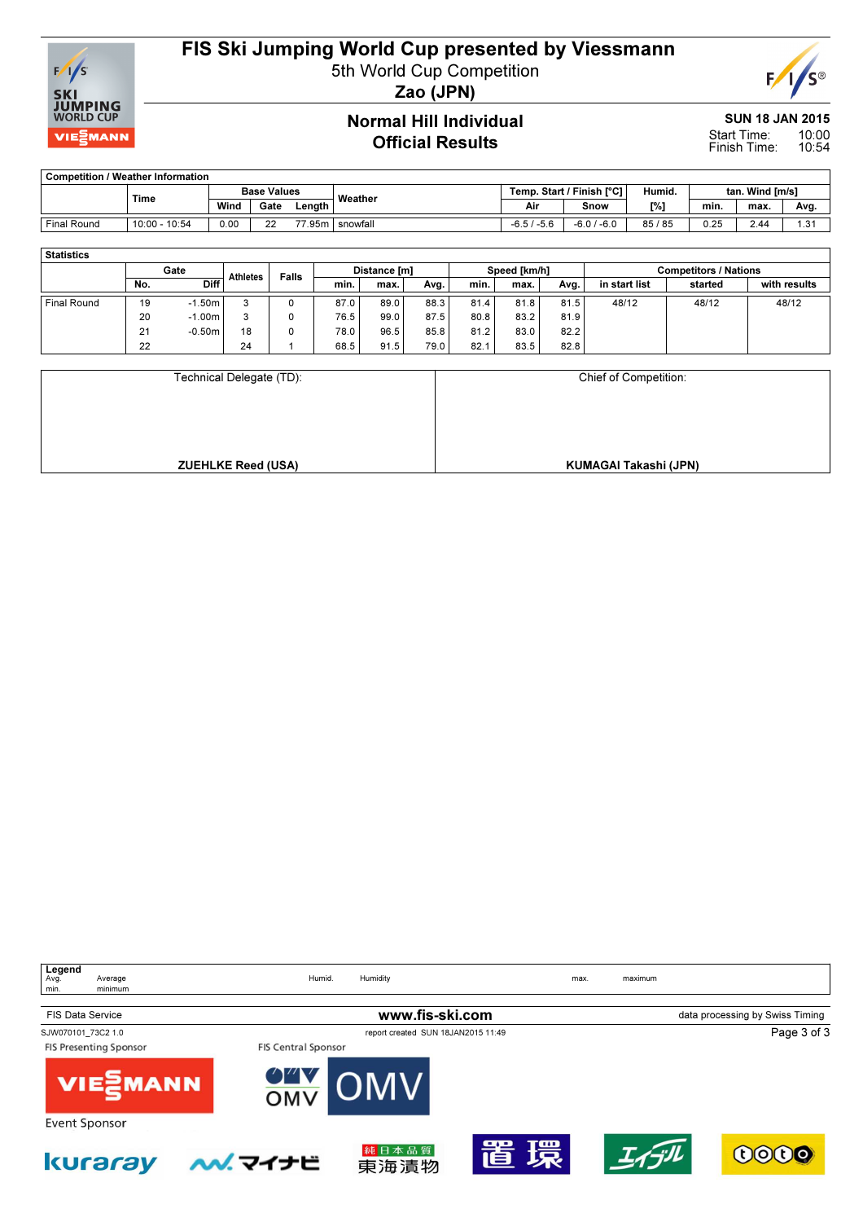# FIS Ski Jumping World Cup presented by Viessmann

5th World Cup Competition

**Zao (JPN)**

## Normal Hill Individual
## Official Results

**SUN 18 JAN 2015**

Start Time: 10:00
Finish Time: 10:54

**Competition / Weather Information**

| | Time | Base Values | | | Weather | Temp. Start / Finish [°C] | | Humid. | tan. Wind [m/s] | | |
|---|---|---|---|---|---|---|---|---|---|---|---|
| | | Wind | Gate | Length | | Air | Snow | [%] | min. | max. | Avg. |
| Final Round | 10:00 - 10:54 | 0.00 | 22 | 77.95m | snowfall | -6.5 / -5.6 | -6.0 / -6.0 | 85 / 85 | 0.25 | 2.44 | 1.31 |

**Statistics**

| | Gate | | Athletes | Falls | Distance [m] | | | Speed [km/h] | | | Competitors / Nations | | |
|---|---|---|---|---|---|---|---|---|---|---|---|---|---|
| | No. | Diff | | | min. | max. | Avg. | min. | max. | Avg. | in start list | started | with results |
| Final Round | 19 | -1.50m | 3 | 0 | 87.0 | 89.0 | 88.3 | 81.4 | 81.8 | 81.5 | 48/12 | 48/12 | 48/12 |
| | 20 | -1.00m | 3 | 0 | 76.5 | 99.0 | 87.5 | 80.8 | 83.2 | 81.9 | | | |
| | 21 | -0.50m | 18 | 0 | 78.0 | 96.5 | 85.8 | 81.2 | 83.0 | 82.2 | | | |
| | 22 | | 24 | 1 | 68.5 | 91.5 | 79.0 | 82.1 | 83.5 | 82.8 | | | |

| Technical Delegate (TD): | Chief of Competition: |
|---|---|
| **ZUEHLKE Reed (USA)** | **KUMAGAI Takashi (JPN)** |

**Legend**

Avg. Average
min. minimum
Humid. Humidity
max. maximum

FIS Data Service www.fis-ski.com data processing by Swiss Timing

SJW070101_73C2 1.0 report created SUN 18JAN2015 11:49

FIS Presenting Sponsor: VIESSMANN
FIS Central Sponsor: OMV
Event Sponsor: kuraray, マイナビ, 純日本品質 東海漬物, 置賜, エイブル, toto